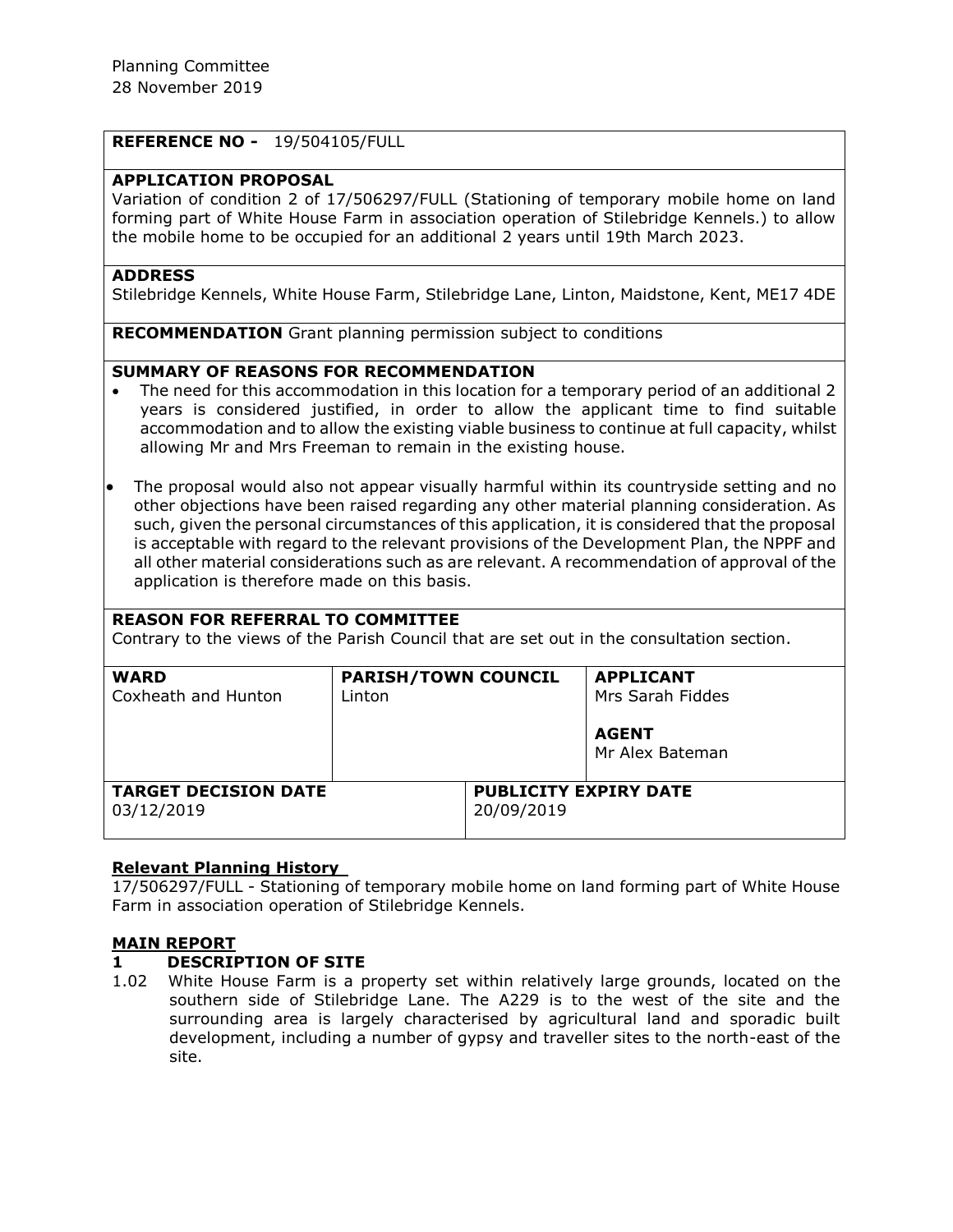Planning Committee
28 November 2019

**REFERENCE NO -** 19/504105/FULL

**APPLICATION PROPOSAL**

Variation of condition 2 of 17/506297/FULL (Stationing of temporary mobile home on land forming part of White House Farm in association operation of Stilebridge Kennels.) to allow the mobile home to be occupied for an additional 2 years until 19th March 2023.

**ADDRESS**

Stilebridge Kennels, White House Farm, Stilebridge Lane, Linton, Maidstone, Kent, ME17 4DE

**RECOMMENDATION** Grant planning permission subject to conditions

**SUMMARY OF REASONS FOR RECOMMENDATION**

- The need for this accommodation in this location for a temporary period of an additional 2 years is considered justified, in order to allow the applicant time to find suitable accommodation and to allow the existing viable business to continue at full capacity, whilst allowing Mr and Mrs Freeman to remain in the existing house.
- The proposal would also not appear visually harmful within its countryside setting and no other objections have been raised regarding any other material planning consideration. As such, given the personal circumstances of this application, it is considered that the proposal is acceptable with regard to the relevant provisions of the Development Plan, the NPPF and all other material considerations such as are relevant. A recommendation of approval of the application is therefore made on this basis.

**REASON FOR REFERRAL TO COMMITTEE**

Contrary to the views of the Parish Council that are set out in the consultation section.

| **WARD** | **PARISH/TOWN COUNCIL** | **APPLICANT** |
|---|---|---|
| Coxheath and Hunton | Linton | Mrs Sarah Fiddes<br><br>**AGENT**<br>Mr Alex Bateman |

| **TARGET DECISION DATE** | **PUBLICITY EXPIRY DATE** |
|---|---|
| 03/12/2019 | 20/09/2019 |

**Relevant Planning History**

17/506297/FULL - Stationing of temporary mobile home on land forming part of White House Farm in association operation of Stilebridge Kennels.

**MAIN REPORT**

**1 DESCRIPTION OF SITE**

1.02 White House Farm is a property set within relatively large grounds, located on the southern side of Stilebridge Lane. The A229 is to the west of the site and the surrounding area is largely characterised by agricultural land and sporadic built development, including a number of gypsy and traveller sites to the north-east of the site.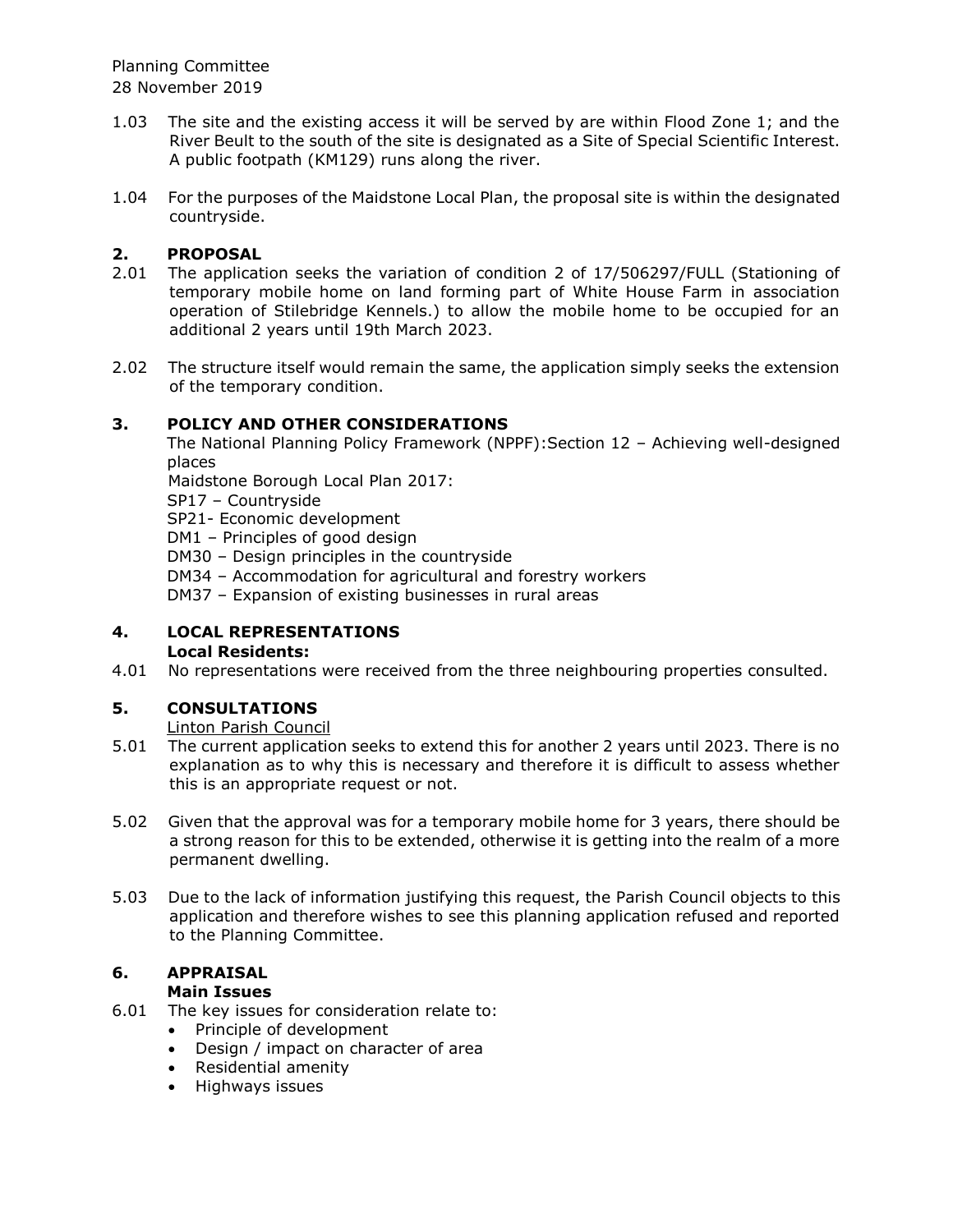1.03 The site and the existing access it will be served by are within Flood Zone 1; and the River Beult to the south of the site is designated as a Site of Special Scientific Interest. A public footpath (KM129) runs along the river.

1.04 For the purposes of the Maidstone Local Plan, the proposal site is within the designated countryside.

## 2. PROPOSAL

2.01 The application seeks the variation of condition 2 of 17/506297/FULL (Stationing of temporary mobile home on land forming part of White House Farm in association operation of Stilebridge Kennels.) to allow the mobile home to be occupied for an additional 2 years until 19th March 2023.

2.02 The structure itself would remain the same, the application simply seeks the extension of the temporary condition.

## 3. POLICY AND OTHER CONSIDERATIONS

The National Planning Policy Framework (NPPF):Section 12 – Achieving well-designed places

Maidstone Borough Local Plan 2017:

SP17 – Countryside

SP21- Economic development

DM1 – Principles of good design

DM30 – Design principles in the countryside

DM34 – Accommodation for agricultural and forestry workers

DM37 – Expansion of existing businesses in rural areas

## 4. LOCAL REPRESENTATIONS

**Local Residents:**

4.01 No representations were received from the three neighbouring properties consulted.

## 5. CONSULTATIONS

Linton Parish Council

5.01 The current application seeks to extend this for another 2 years until 2023. There is no explanation as to why this is necessary and therefore it is difficult to assess whether this is an appropriate request or not.

5.02 Given that the approval was for a temporary mobile home for 3 years, there should be a strong reason for this to be extended, otherwise it is getting into the realm of a more permanent dwelling.

5.03 Due to the lack of information justifying this request, the Parish Council objects to this application and therefore wishes to see this planning application refused and reported to the Planning Committee.

## 6. APPRAISAL

**Main Issues**

6.01 The key issues for consideration relate to:

- Principle of development
- Design / impact on character of area
- Residential amenity
- Highways issues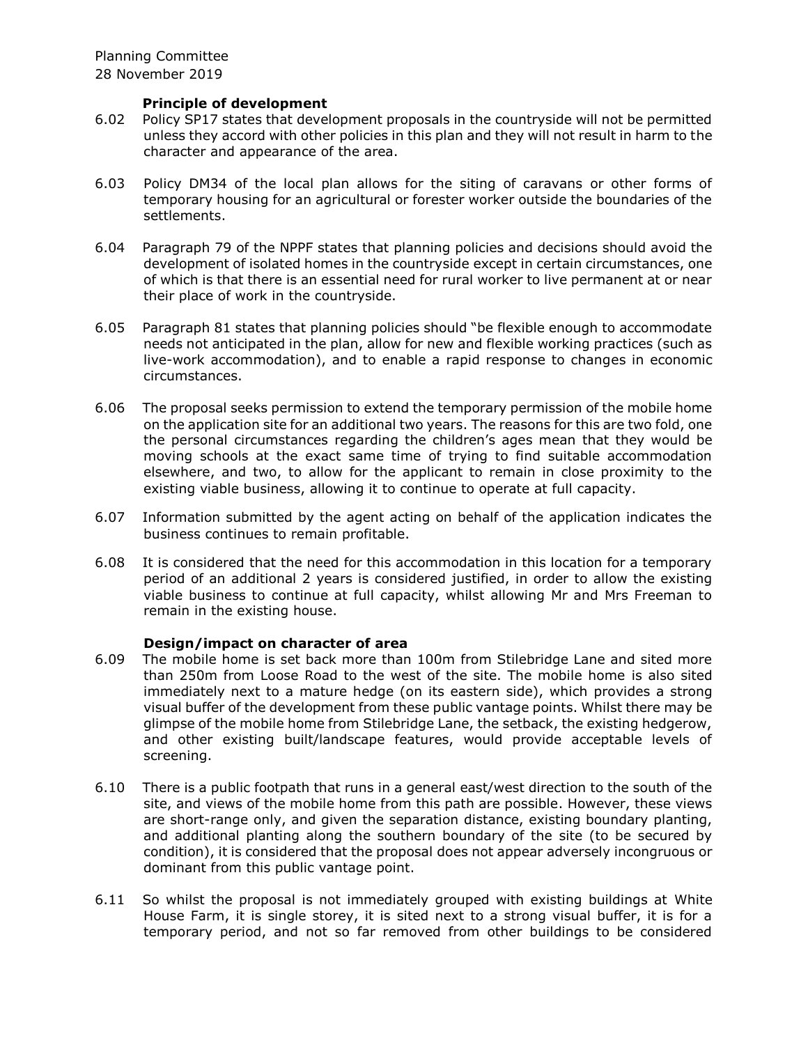### Principle of development

6.02 Policy SP17 states that development proposals in the countryside will not be permitted unless they accord with other policies in this plan and they will not result in harm to the character and appearance of the area.

6.03 Policy DM34 of the local plan allows for the siting of caravans or other forms of temporary housing for an agricultural or forester worker outside the boundaries of the settlements.

6.04 Paragraph 79 of the NPPF states that planning policies and decisions should avoid the development of isolated homes in the countryside except in certain circumstances, one of which is that there is an essential need for rural worker to live permanent at or near their place of work in the countryside.

6.05 Paragraph 81 states that planning policies should "be flexible enough to accommodate needs not anticipated in the plan, allow for new and flexible working practices (such as live-work accommodation), and to enable a rapid response to changes in economic circumstances.

6.06 The proposal seeks permission to extend the temporary permission of the mobile home on the application site for an additional two years. The reasons for this are two fold, one the personal circumstances regarding the children's ages mean that they would be moving schools at the exact same time of trying to find suitable accommodation elsewhere, and two, to allow for the applicant to remain in close proximity to the existing viable business, allowing it to continue to operate at full capacity.

6.07 Information submitted by the agent acting on behalf of the application indicates the business continues to remain profitable.

6.08 It is considered that the need for this accommodation in this location for a temporary period of an additional 2 years is considered justified, in order to allow the existing viable business to continue at full capacity, whilst allowing Mr and Mrs Freeman to remain in the existing house.

### Design/impact on character of area

6.09 The mobile home is set back more than 100m from Stilebridge Lane and sited more than 250m from Loose Road to the west of the site. The mobile home is also sited immediately next to a mature hedge (on its eastern side), which provides a strong visual buffer of the development from these public vantage points. Whilst there may be glimpse of the mobile home from Stilebridge Lane, the setback, the existing hedgerow, and other existing built/landscape features, would provide acceptable levels of screening.

6.10 There is a public footpath that runs in a general east/west direction to the south of the site, and views of the mobile home from this path are possible. However, these views are short-range only, and given the separation distance, existing boundary planting, and additional planting along the southern boundary of the site (to be secured by condition), it is considered that the proposal does not appear adversely incongruous or dominant from this public vantage point.

6.11 So whilst the proposal is not immediately grouped with existing buildings at White House Farm, it is single storey, it is sited next to a strong visual buffer, it is for a temporary period, and not so far removed from other buildings to be considered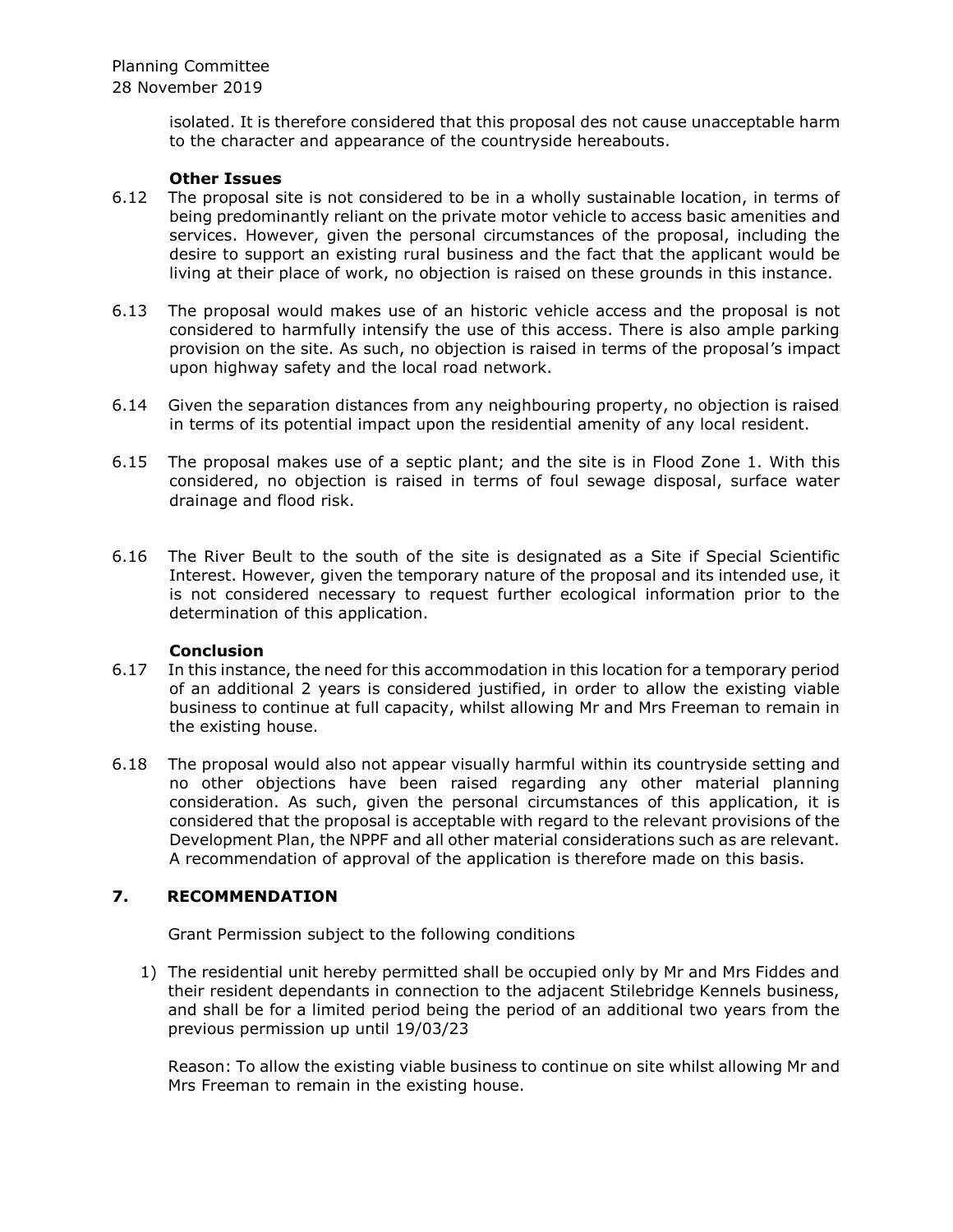isolated. It is therefore considered that this proposal des not cause unacceptable harm to the character and appearance of the countryside hereabouts.

**Other Issues**

6.12 The proposal site is not considered to be in a wholly sustainable location, in terms of being predominantly reliant on the private motor vehicle to access basic amenities and services. However, given the personal circumstances of the proposal, including the desire to support an existing rural business and the fact that the applicant would be living at their place of work, no objection is raised on these grounds in this instance.

6.13 The proposal would makes use of an historic vehicle access and the proposal is not considered to harmfully intensify the use of this access. There is also ample parking provision on the site. As such, no objection is raised in terms of the proposal's impact upon highway safety and the local road network.

6.14 Given the separation distances from any neighbouring property, no objection is raised in terms of its potential impact upon the residential amenity of any local resident.

6.15 The proposal makes use of a septic plant; and the site is in Flood Zone 1. With this considered, no objection is raised in terms of foul sewage disposal, surface water drainage and flood risk.

6.16 The River Beult to the south of the site is designated as a Site if Special Scientific Interest. However, given the temporary nature of the proposal and its intended use, it is not considered necessary to request further ecological information prior to the determination of this application.

**Conclusion**

6.17 In this instance, the need for this accommodation in this location for a temporary period of an additional 2 years is considered justified, in order to allow the existing viable business to continue at full capacity, whilst allowing Mr and Mrs Freeman to remain in the existing house.

6.18 The proposal would also not appear visually harmful within its countryside setting and no other objections have been raised regarding any other material planning consideration. As such, given the personal circumstances of this application, it is considered that the proposal is acceptable with regard to the relevant provisions of the Development Plan, the NPPF and all other material considerations such as are relevant. A recommendation of approval of the application is therefore made on this basis.

## 7. RECOMMENDATION

Grant Permission subject to the following conditions

1) The residential unit hereby permitted shall be occupied only by Mr and Mrs Fiddes and their resident dependants in connection to the adjacent Stilebridge Kennels business, and shall be for a limited period being the period of an additional two years from the previous permission up until 19/03/23

   Reason: To allow the existing viable business to continue on site whilst allowing Mr and Mrs Freeman to remain in the existing house.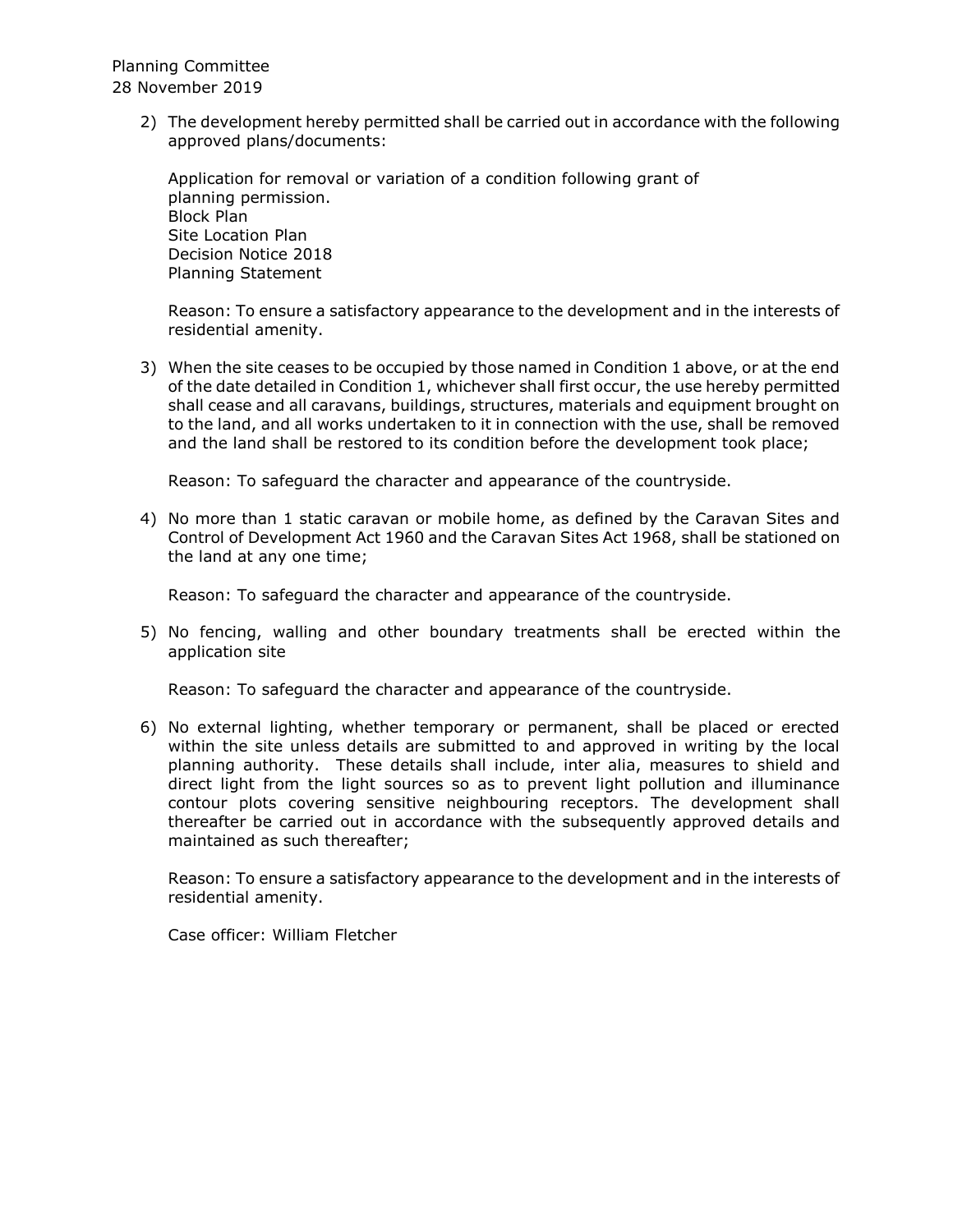2) The development hereby permitted shall be carried out in accordance with the following approved plans/documents:

   Application for removal or variation of a condition following grant of planning permission.
   Block Plan
   Site Location Plan
   Decision Notice 2018
   Planning Statement

   Reason: To ensure a satisfactory appearance to the development and in the interests of residential amenity.

3) When the site ceases to be occupied by those named in Condition 1 above, or at the end of the date detailed in Condition 1, whichever shall first occur, the use hereby permitted shall cease and all caravans, buildings, structures, materials and equipment brought on to the land, and all works undertaken to it in connection with the use, shall be removed and the land shall be restored to its condition before the development took place;

   Reason: To safeguard the character and appearance of the countryside.

4) No more than 1 static caravan or mobile home, as defined by the Caravan Sites and Control of Development Act 1960 and the Caravan Sites Act 1968, shall be stationed on the land at any one time;

   Reason: To safeguard the character and appearance of the countryside.

5) No fencing, walling and other boundary treatments shall be erected within the application site

   Reason: To safeguard the character and appearance of the countryside.

6) No external lighting, whether temporary or permanent, shall be placed or erected within the site unless details are submitted to and approved in writing by the local planning authority. These details shall include, inter alia, measures to shield and direct light from the light sources so as to prevent light pollution and illuminance contour plots covering sensitive neighbouring receptors. The development shall thereafter be carried out in accordance with the subsequently approved details and maintained as such thereafter;

   Reason: To ensure a satisfactory appearance to the development and in the interests of residential amenity.

   Case officer: William Fletcher